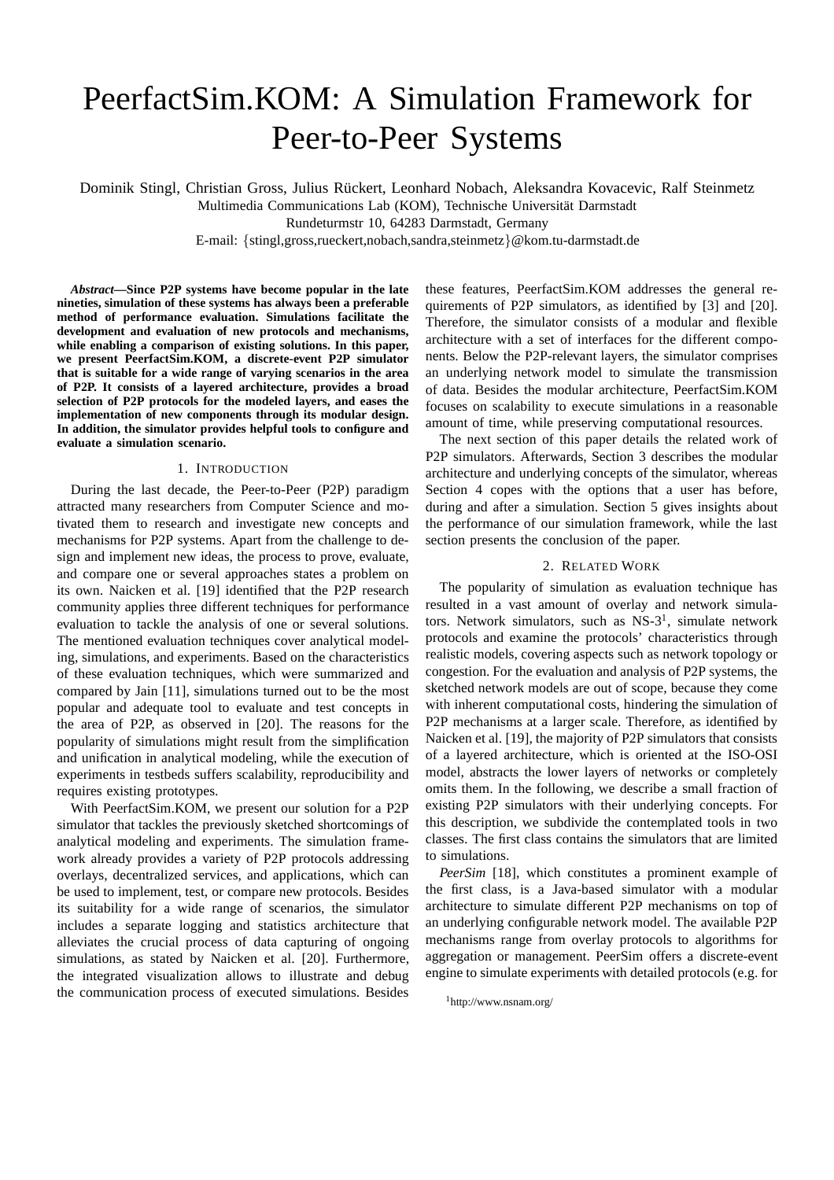# PeerfactSim.KOM: A Simulation Framework for Peer-to-Peer Systems

Dominik Stingl, Christian Gross, Julius Rückert, Leonhard Nobach, Aleksandra Kovacevic, Ralf Steinmetz
Multimedia Communications Lab (KOM), Technische Universität Darmstadt
Rundeturmstr 10, 64283 Darmstadt, Germany
E-mail: {stingl,gross,rueckert,nobach,sandra,steinmetz}@kom.tu-darmstadt.de

***Abstract*—Since P2P systems have become popular in the late nineties, simulation of these systems has always been a preferable method of performance evaluation. Simulations facilitate the development and evaluation of new protocols and mechanisms, while enabling a comparison of existing solutions. In this paper, we present PeerfactSim.KOM, a discrete-event P2P simulator that is suitable for a wide range of varying scenarios in the area of P2P. It consists of a layered architecture, provides a broad selection of P2P protocols for the modeled layers, and eases the implementation of new components through its modular design. In addition, the simulator provides helpful tools to configure and evaluate a simulation scenario.**

## 1. Introduction

During the last decade, the Peer-to-Peer (P2P) paradigm attracted many researchers from Computer Science and motivated them to research and investigate new concepts and mechanisms for P2P systems. Apart from the challenge to design and implement new ideas, the process to prove, evaluate, and compare one or several approaches states a problem on its own. Naicken et al. [19] identified that the P2P research community applies three different techniques for performance evaluation to tackle the analysis of one or several solutions. The mentioned evaluation techniques cover analytical modeling, simulations, and experiments. Based on the characteristics of these evaluation techniques, which were summarized and compared by Jain [11], simulations turned out to be the most popular and adequate tool to evaluate and test concepts in the area of P2P, as observed in [20]. The reasons for the popularity of simulations might result from the simplification and unification in analytical modeling, while the execution of experiments in testbeds suffers scalability, reproducibility and requires existing prototypes.

With PeerfactSim.KOM, we present our solution for a P2P simulator that tackles the previously sketched shortcomings of analytical modeling and experiments. The simulation framework already provides a variety of P2P protocols addressing overlays, decentralized services, and applications, which can be used to implement, test, or compare new protocols. Besides its suitability for a wide range of scenarios, the simulator includes a separate logging and statistics architecture that alleviates the crucial process of data capturing of ongoing simulations, as stated by Naicken et al. [20]. Furthermore, the integrated visualization allows to illustrate and debug the communication process of executed simulations. Besides these features, PeerfactSim.KOM addresses the general requirements of P2P simulators, as identified by [3] and [20]. Therefore, the simulator consists of a modular and flexible architecture with a set of interfaces for the different components. Below the P2P-relevant layers, the simulator comprises an underlying network model to simulate the transmission of data. Besides the modular architecture, PeerfactSim.KOM focuses on scalability to execute simulations in a reasonable amount of time, while preserving computational resources.

The next section of this paper details the related work of P2P simulators. Afterwards, Section 3 describes the modular architecture and underlying concepts of the simulator, whereas Section 4 copes with the options that a user has before, during and after a simulation. Section 5 gives insights about the performance of our simulation framework, while the last section presents the conclusion of the paper.

## 2. Related Work

The popularity of simulation as evaluation technique has resulted in a vast amount of overlay and network simulators. Network simulators, such as NS-3[1], simulate network protocols and examine the protocols' characteristics through realistic models, covering aspects such as network topology or congestion. For the evaluation and analysis of P2P systems, the sketched network models are out of scope, because they come with inherent computational costs, hindering the simulation of P2P mechanisms at a larger scale. Therefore, as identified by Naicken et al. [19], the majority of P2P simulators that consists of a layered architecture, which is oriented at the ISO-OSI model, abstracts the lower layers of networks or completely omits them. In the following, we describe a small fraction of existing P2P simulators with their underlying concepts. For this description, we subdivide the contemplated tools in two classes. The first class contains the simulators that are limited to simulations.

*PeerSim* [18], which constitutes a prominent example of the first class, is a Java-based simulator with a modular architecture to simulate different P2P mechanisms on top of an underlying configurable network model. The available P2P mechanisms range from overlay protocols to algorithms for aggregation or management. PeerSim offers a discrete-event engine to simulate experiments with detailed protocols (e.g. for

[1] http://www.nsnam.org/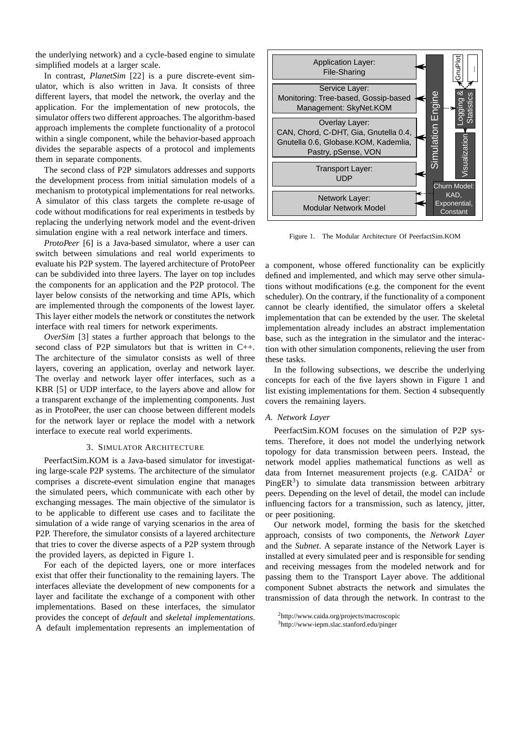the underlying network) and a cycle-based engine to simulate simplified models at a larger scale.

In contrast, *PlanetSim* [22] is a pure discrete-event simulator, which is also written in Java. It consists of three different layers, that model the network, the overlay and the application. For the implementation of new protocols, the simulator offers two different approaches. The algorithm-based approach implements the complete functionality of a protocol within a single component, while the behavior-based approach divides the separable aspects of a protocol and implements them in separate components.

The second class of P2P simulators addresses and supports the development process from initial simulation models of a mechanism to prototypical implementations for real networks. A simulator of this class targets the complete re-usage of code without modifications for real experiments in testbeds by replacing the underlying network model and the event-driven simulation engine with a real network interface and timers.

*ProtoPeer* [6] is a Java-based simulator, where a user can switch between simulations and real world experiments to evaluate his P2P system. The layered architecture of ProtoPeer can be subdivided into three layers. The layer on top includes the components for an application and the P2P protocol. The layer below consists of the networking and time APIs, which are implemented through the components of the lowest layer. This layer either models the network or constitutes the network interface with real timers for network experiments.

*OverSim* [3] states a further approach that belongs to the second class of P2P simulators but that is written in C++. The architecture of the simulator consists as well of three layers, covering an application, overlay and network layer. The overlay and network layer offer interfaces, such as a KBR [5] or UDP interface, to the layers above and allow for a transparent exchange of the implementing components. Just as in ProtoPeer, the user can choose between different models for the network layer or replace the model with a network interface to execute real world experiments.

## 3. Simulator Architecture

PeerfactSim.KOM is a Java-based simulator for investigating large-scale P2P systems. The architecture of the simulator comprises a discrete-event simulation engine that manages the simulated peers, which communicate with each other by exchanging messages. The main objective of the simulator is to be applicable to different use cases and to facilitate the simulation of a wide range of varying scenarios in the area of P2P. Therefore, the simulator consists of a layered architecture that tries to cover the diverse aspects of a P2P system through the provided layers, as depicted in Figure 1.

For each of the depicted layers, one or more interfaces exist that offer their functionality to the remaining layers. The interfaces alleviate the development of new components for a layer and facilitate the exchange of a component with other implementations. Based on these interfaces, the simulator provides the concept of *default* and *skeletal implementations*. A default implementation represents an implementation of a component, whose offered functionality can be explicitly defined and implemented, and which may serve other simulations without modifications (e.g. the component for the event scheduler). On the contrary, if the functionality of a component cannot be clearly identified, the simulator offers a skeletal implementation that can be extended by the user. The skeletal implementation already includes an abstract implementation base, such as the integration in the simulator and the interaction with other simulation components, relieving the user from these tasks.

Application Layer: File-Sharing

Service Layer: Monitoring: Tree-based, Gossip-based Management: SkyNet.KOM

Overlay Layer: CAN, Chord, C-DHT, Gia, Gnutella 0.4, Gnutella 0.6, Globase.KOM, Kademlia, Pastry, pSense, VON

Transport Layer: UDP

Network Layer: Modular Network Model

Simulation Engine

Logging & Statistics

GnuPlot

...

Visualization

Churn Model: KAD, Exponential, Constant

Figure 1. The Modular Architecture Of PeerfactSim.KOM

In the following subsections, we describe the underlying concepts for each of the five layers shown in Figure 1 and list existing implementations for them. Section 4 subsequently covers the remaining layers.

### A. Network Layer

PeerfactSim.KOM focuses on the simulation of P2P systems. Therefore, it does not model the underlying network topology for data transmission between peers. Instead, the network model applies mathematical functions as well as data from Internet measurement projects (e.g. CAIDA[2] or PingER[3]) to simulate data transmission between arbitrary peers. Depending on the level of detail, the model can include influencing factors for a transmission, such as latency, jitter, or peer positioning.

Our network model, forming the basis for the sketched approach, consists of two components, the *Network Layer* and the *Subnet*. A separate instance of the Network Layer is installed at every simulated peer and is responsible for sending and receiving messages from the modeled network and for passing them to the Transport Layer above. The additional component Subnet abstracts the network and simulates the transmission of data through the network. In contrast to the

[2] http://www.caida.org/projects/macroscopic

[3] http://www-iepm.slac.stanford.edu/pinger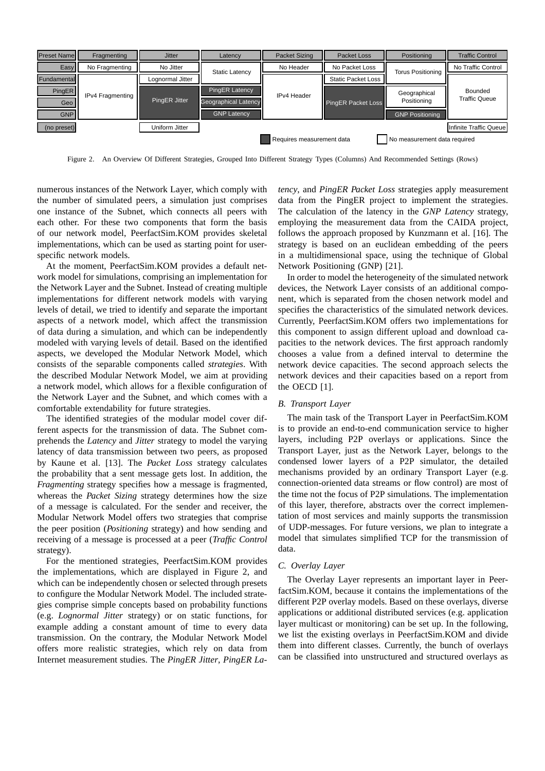| Preset Name | Fragmenting | Jitter | Latency | Packet Sizing | Packet Loss | Positioning | Traffic Control |
|---|---|---|---|---|---|---|---|
| Easy | No Fragmenting | No Jitter | Static Latency | No Header | No Packet Loss | Torus Positioning | No Traffic Control |
| Fundamental | IPv4 Fragmenting | Lognormal Jitter | Static Latency | IPv4 Header | Static Packet Loss | Torus Positioning | Bounded Traffic Queue |
| PingER | IPv4 Fragmenting | PingER Jitter | PingER Latency | IPv4 Header | PingER Packet Loss | Geographical Positioning | Bounded Traffic Queue |
| Geo | IPv4 Fragmenting | PingER Jitter | Geographical Latency | IPv4 Header | PingER Packet Loss | Geographical Positioning | Bounded Traffic Queue |
| GNP | IPv4 Fragmenting | PingER Jitter | GNP Latency | IPv4 Header | PingER Packet Loss | GNP Positioning | Bounded Traffic Queue |
| (no preset) | | Uniform Jitter | | | | | Infinite Traffic Queue |

Legend: Requires measurement data (PingER Jitter, PingER Latency, Geographical Latency, GNP Latency, PingER Packet Loss, GNP Positioning); No measurement data required (all others)

Figure 2. An Overview Of Different Strategies, Grouped Into Different Strategy Types (Columns) And Recommended Settings (Rows)

numerous instances of the Network Layer, which comply with the number of simulated peers, a simulation just comprises one instance of the Subnet, which connects all peers with each other. For these two components that form the basis of our network model, PeerfactSim.KOM provides skeletal implementations, which can be used as starting point for user-specific network models.

At the moment, PeerfactSim.KOM provides a default network model for simulations, comprising an implementation for the Network Layer and the Subnet. Instead of creating multiple implementations for different network models with varying levels of detail, we tried to identify and separate the important aspects of a network model, which affect the transmission of data during a simulation, and which can be independently modeled with varying levels of detail. Based on the identified aspects, we developed the Modular Network Model, which consists of the separable components called *strategies*. With the described Modular Network Model, we aim at providing a network model, which allows for a flexible configuration of the Network Layer and the Subnet, and which comes with a comfortable extendability for future strategies.

The identified strategies of the modular model cover different aspects for the transmission of data. The Subnet comprehends the *Latency* and *Jitter* strategy to model the varying latency of data transmission between two peers, as proposed by Kaune et al. [13]. The *Packet Loss* strategy calculates the probability that a sent message gets lost. In addition, the *Fragmenting* strategy specifies how a message is fragmented, whereas the *Packet Sizing* strategy determines how the size of a message is calculated. For the sender and receiver, the Modular Network Model offers two strategies that comprise the peer position (*Positioning* strategy) and how sending and receiving of a message is processed at a peer (*Traffic Control* strategy).

For the mentioned strategies, PeerfactSim.KOM provides the implementations, which are displayed in Figure 2, and which can be independently chosen or selected through presets to configure the Modular Network Model. The included strategies comprise simple concepts based on probability functions (e.g. *Lognormal Jitter* strategy) or on static functions, for example adding a constant amount of time to every data transmission. On the contrary, the Modular Network Model offers more realistic strategies, which rely on data from Internet measurement studies. The *PingER Jitter*, *PingER Latency*, and *PingER Packet Loss* strategies apply measurement data from the PingER project to implement the strategies. The calculation of the latency in the *GNP Latency* strategy, employing the measurement data from the CAIDA project, follows the approach proposed by Kunzmann et al. [16]. The strategy is based on an euclidean embedding of the peers in a multidimensional space, using the technique of Global Network Positioning (GNP) [21].

In order to model the heterogeneity of the simulated network devices, the Network Layer consists of an additional component, which is separated from the chosen network model and specifies the characteristics of the simulated network devices. Currently, PeerfactSim.KOM offers two implementations for this component to assign different upload and download capacities to the network devices. The first approach randomly chooses a value from a defined interval to determine the network device capacities. The second approach selects the network devices and their capacities based on a report from the OECD [1].

### *B. Transport Layer*

The main task of the Transport Layer in PeerfactSim.KOM is to provide an end-to-end communication service to higher layers, including P2P overlays or applications. Since the Transport Layer, just as the Network Layer, belongs to the condensed lower layers of a P2P simulator, the detailed mechanisms provided by an ordinary Transport Layer (e.g. connection-oriented data streams or flow control) are most of the time not the focus of P2P simulations. The implementation of this layer, therefore, abstracts over the correct implementation of most services and mainly supports the transmission of UDP-messages. For future versions, we plan to integrate a model that simulates simplified TCP for the transmission of data.

### *C. Overlay Layer*

The Overlay Layer represents an important layer in PeerfactSim.KOM, because it contains the implementations of the different P2P overlay models. Based on these overlays, diverse applications or additional distributed services (e.g. application layer multicast or monitoring) can be set up. In the following, we list the existing overlays in PeerfactSim.KOM and divide them into different classes. Currently, the bunch of overlays can be classified into unstructured and structured overlays as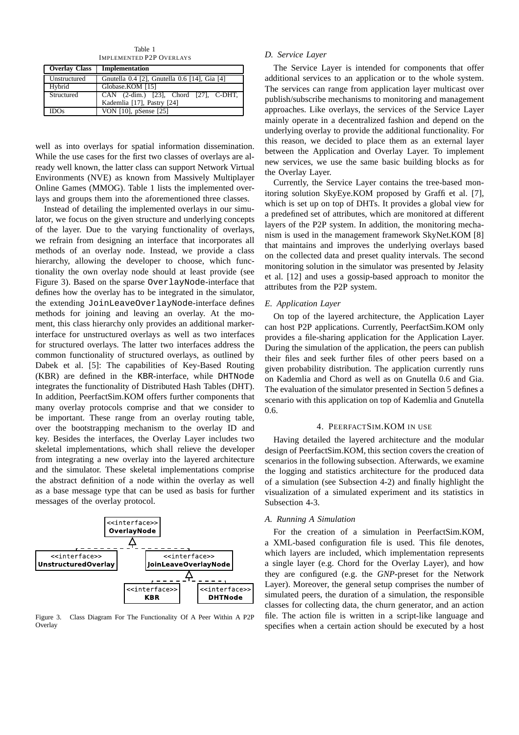Table 1
IMPLEMENTED P2P OVERLAYS

| Overlay Class | Implementation |
|---|---|
| Unstructured | Gnutella 0.4 [2], Gnutella 0.6 [14], Gia [4] |
| Hybrid | Globase.KOM [15] |
| Structured | CAN (2-dim.) [23], Chord [27], C-DHT, Kademlia [17], Pastry [24] |
| IDOs | VON [10], pSense [25] |

well as into overlays for spatial information dissemination. While the use cases for the first two classes of overlays are already well known, the latter class can support Network Virtual Environments (NVE) as known from Massively Multiplayer Online Games (MMOG). Table 1 lists the implemented overlays and groups them into the aforementioned three classes.

Instead of detailing the implemented overlays in our simulator, we focus on the given structure and underlying concepts of the layer. Due to the varying functionality of overlays, we refrain from designing an interface that incorporates all methods of an overlay node. Instead, we provide a class hierarchy, allowing the developer to choose, which functionality the own overlay node should at least provide (see Figure 3). Based on the sparse `OverlayNode`-interface that defines how the overlay has to be integrated in the simulator, the extending `JoinLeaveOverlayNode`-interface defines methods for joining and leaving an overlay. At the moment, this class hierarchy only provides an additional marker-interface for unstructured overlays as well as two interfaces for structured overlays. The latter two interfaces address the common functionality of structured overlays, as outlined by Dabek et al. [5]: The capabilities of Key-Based Routing (KBR) are defined in the `KBR`-interface, while `DHTNode` integrates the functionality of Distributed Hash Tables (DHT). In addition, PeerfactSim.KOM offers further components that many overlay protocols comprise and that we consider to be important. These range from an overlay routing table, over the bootstrapping mechanism to the overlay ID and key. Besides the interfaces, the Overlay Layer includes two skeletal implementations, which shall relieve the developer from integrating a new overlay into the layered architecture and the simulator. These skeletal implementations comprise the abstract definition of a node within the overlay as well as a base message type that can be used as basis for further messages of the overlay protocol.

Figure 3. Class Diagram For The Functionality Of A Peer Within A P2P Overlay

### D. Service Layer

The Service Layer is intended for components that offer additional services to an application or to the whole system. The services can range from application layer multicast over publish/subscribe mechanisms to monitoring and management approaches. Like overlays, the services of the Service Layer mainly operate in a decentralized fashion and depend on the underlying overlay to provide the additional functionality. For this reason, we decided to place them as an external layer between the Application and Overlay Layer. To implement new services, we use the same basic building blocks as for the Overlay Layer.

Currently, the Service Layer contains the tree-based monitoring solution SkyEye.KOM proposed by Graffi et al. [7], which is set up on top of DHTs. It provides a global view for a predefined set of attributes, which are monitored at different layers of the P2P system. In addition, the monitoring mechanism is used in the management framework SkyNet.KOM [8] that maintains and improves the underlying overlays based on the collected data and preset quality intervals. The second monitoring solution in the simulator was presented by Jelasity et al. [12] and uses a gossip-based approach to monitor the attributes from the P2P system.

### E. Application Layer

On top of the layered architecture, the Application Layer can host P2P applications. Currently, PeerfactSim.KOM only provides a file-sharing application for the Application Layer. During the simulation of the application, the peers can publish their files and seek further files of other peers based on a given probability distribution. The application currently runs on Kademlia and Chord as well as on Gnutella 0.6 and Gia. The evaluation of the simulator presented in Section 5 defines a scenario with this application on top of Kademlia and Gnutella 0.6.

## 4. PEERFACTSIM.KOM IN USE

Having detailed the layered architecture and the modular design of PeerfactSim.KOM, this section covers the creation of scenarios in the following subsection. Afterwards, we examine the logging and statistics architecture for the produced data of a simulation (see Subsection 4-2) and finally highlight the visualization of a simulated experiment and its statistics in Subsection 4-3.

### A. Running A Simulation

For the creation of a simulation in PeerfactSim.KOM, a XML-based configuration file is used. This file denotes, which layers are included, which implementation represents a single layer (e.g. Chord for the Overlay Layer), and how they are configured (e.g. the *GNP*-preset for the Network Layer). Moreover, the general setup comprises the number of simulated peers, the duration of a simulation, the responsible classes for collecting data, the churn generator, and an action file. The action file is written in a script-like language and specifies when a certain action should be executed by a host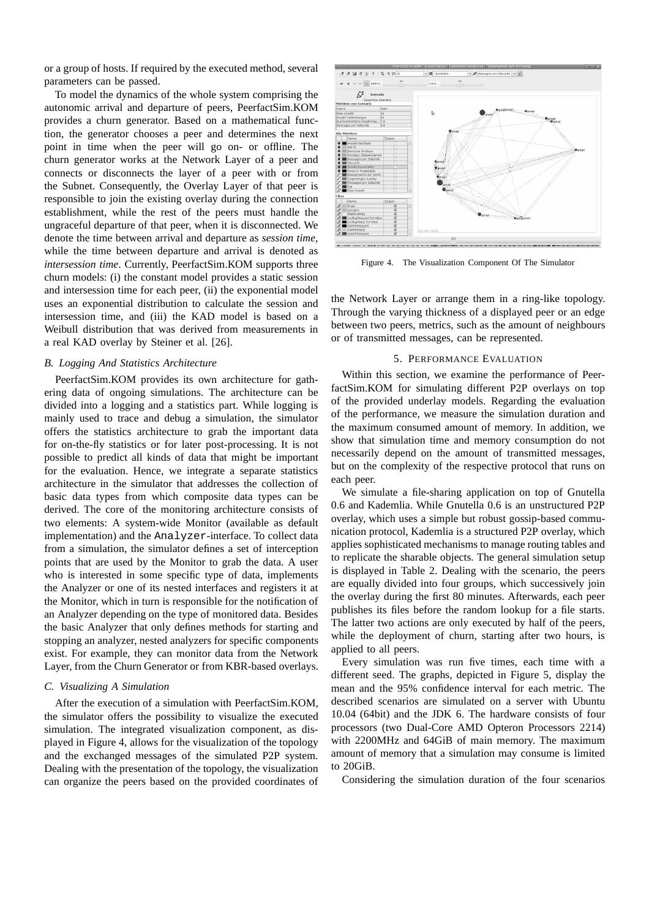or a group of hosts. If required by the executed method, several parameters can be passed.

To model the dynamics of the whole system comprising the autonomic arrival and departure of peers, PeerfactSim.KOM provides a churn generator. Based on a mathematical function, the generator chooses a peer and determines the next point in time when the peer will go on- or offline. The churn generator works at the Network Layer of a peer and connects or disconnects the layer of a peer with or from the Subnet. Consequently, the Overlay Layer of that peer is responsible to join the existing overlay during the connection establishment, while the rest of the peers must handle the ungraceful departure of that peer, when it is disconnected. We denote the time between arrival and departure as *session time*, while the time between departure and arrival is denoted as *intersession time*. Currently, PeerfactSim.KOM supports three churn models: (i) the constant model provides a static session and intersession time for each peer, (ii) the exponential model uses an exponential distribution to calculate the session and intersession time, and (iii) the KAD model is based on a Weibull distribution that was derived from measurements in a real KAD overlay by Steiner et al. [26].

### B. Logging And Statistics Architecture

PeerfactSim.KOM provides its own architecture for gathering data of ongoing simulations. The architecture can be divided into a logging and a statistics part. While logging is mainly used to trace and debug a simulation, the simulator offers the statistics architecture to grab the important data for on-the-fly statistics or for later post-processing. It is not possible to predict all kinds of data that might be important for the evaluation. Hence, we integrate a separate statistics architecture in the simulator that addresses the collection of basic data types from which composite data types can be derived. The core of the monitoring architecture consists of two elements: A system-wide Monitor (available as default implementation) and the `Analyzer`-interface. To collect data from a simulation, the simulator defines a set of interception points that are used by the Monitor to grab the data. A user who is interested in some specific type of data, implements the Analyzer or one of its nested interfaces and registers it at the Monitor, which in turn is responsible for the notification of an Analyzer depending on the type of monitored data. Besides the basic Analyzer that only defines methods for starting and stopping an analyzer, nested analyzers for specific components exist. For example, they can monitor data from the Network Layer, from the Churn Generator or from KBR-based overlays.

### C. Visualizing A Simulation

After the execution of a simulation with PeerfactSim.KOM, the simulator offers the possibility to visualize the executed simulation. The integrated visualization component, as displayed in Figure 4, allows for the visualization of the topology and the exchanged messages of the simulated P2P system. Dealing with the presentation of the topology, the visualization can organize the peers based on the provided coordinates of the Network Layer or arrange them in a ring-like topology. Through the varying thickness of a displayed peer or an edge between two peers, metrics, such as the amount of neighbours or of transmitted messages, can be represented.

Figure 4. The Visualization Component Of The Simulator

## 5. Performance Evaluation

Within this section, we examine the performance of PeerfactSim.KOM for simulating different P2P overlays on top of the provided underlay models. Regarding the evaluation of the performance, we measure the simulation duration and the maximum consumed amount of memory. In addition, we show that simulation time and memory consumption do not necessarily depend on the amount of transmitted messages, but on the complexity of the respective protocol that runs on each peer.

We simulate a file-sharing application on top of Gnutella 0.6 and Kademlia. While Gnutella 0.6 is an unstructured P2P overlay, which uses a simple but robust gossip-based communication protocol, Kademlia is a structured P2P overlay, which applies sophisticated mechanisms to manage routing tables and to replicate the sharable objects. The general simulation setup is displayed in Table 2. Dealing with the scenario, the peers are equally divided into four groups, which successively join the overlay during the first 80 minutes. Afterwards, each peer publishes its files before the random lookup for a file starts. The latter two actions are only executed by half of the peers, while the deployment of churn, starting after two hours, is applied to all peers.

Every simulation was run five times, each time with a different seed. The graphs, depicted in Figure 5, display the mean and the 95% confidence interval for each metric. The described scenarios are simulated on a server with Ubuntu 10.04 (64bit) and the JDK 6. The hardware consists of four processors (two Dual-Core AMD Opteron Processors 2214) with 2200MHz and 64GiB of main memory. The maximum amount of memory that a simulation may consume is limited to 20GiB.

Considering the simulation duration of the four scenarios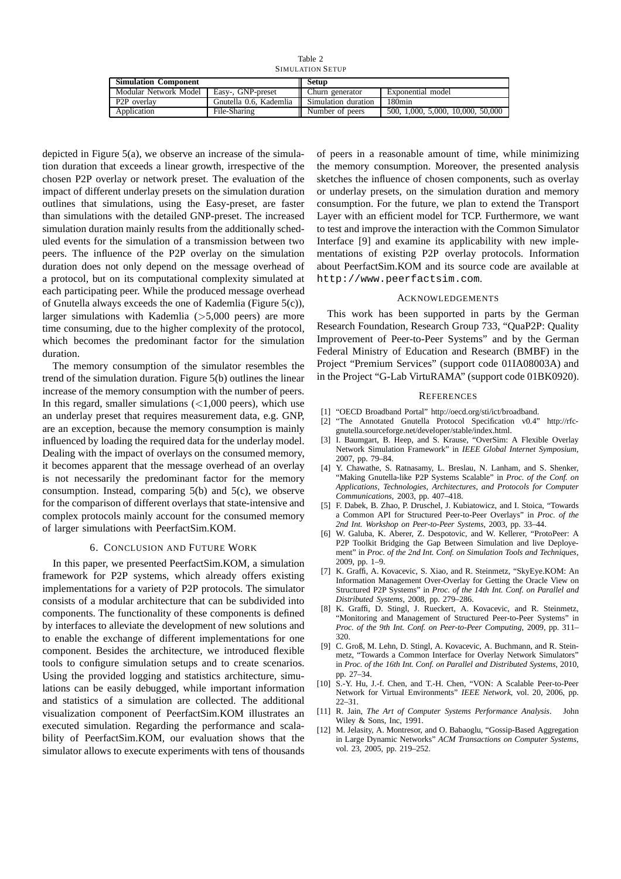Table 2
SIMULATION SETUP

| Simulation Component | | Setup | |
|---|---|---|---|
| Modular Network Model | Easy-, GNP-preset | Churn generator | Exponential model |
| P2P overlay | Gnutella 0.6, Kademlia | Simulation duration | 180min |
| Application | File-Sharing | Number of peers | 500, 1,000, 5,000, 10,000, 50,000 |

depicted in Figure 5(a), we observe an increase of the simulation duration that exceeds a linear growth, irrespective of the chosen P2P overlay or network preset. The evaluation of the impact of different underlay presets on the simulation duration outlines that simulations, using the Easy-preset, are faster than simulations with the detailed GNP-preset. The increased simulation duration mainly results from the additionally scheduled events for the simulation of a transmission between two peers. The influence of the P2P overlay on the simulation duration does not only depend on the message overhead of a protocol, but on its computational complexity simulated at each participating peer. While the produced message overhead of Gnutella always exceeds the one of Kademlia (Figure 5(c)), larger simulations with Kademlia (>5,000 peers) are more time consuming, due to the higher complexity of the protocol, which becomes the predominant factor for the simulation duration.

The memory consumption of the simulator resembles the trend of the simulation duration. Figure 5(b) outlines the linear increase of the memory consumption with the number of peers. In this regard, smaller simulations (<1,000 peers), which use an underlay preset that requires measurement data, e.g. GNP, are an exception, because the memory consumption is mainly influenced by loading the required data for the underlay model. Dealing with the impact of overlays on the consumed memory, it becomes apparent that the message overhead of an overlay is not necessarily the predominant factor for the memory consumption. Instead, comparing 5(b) and 5(c), we observe for the comparison of different overlays that state-intensive and complex protocols mainly account for the consumed memory of larger simulations with PeerfactSim.KOM.

## 6. Conclusion and Future Work

In this paper, we presented PeerfactSim.KOM, a simulation framework for P2P systems, which already offers existing implementations for a variety of P2P protocols. The simulator consists of a modular architecture that can be subdivided into components. The functionality of these components is defined by interfaces to alleviate the development of new solutions and to enable the exchange of different implementations for one component. Besides the architecture, we introduced flexible tools to configure simulation setups and to create scenarios. Using the provided logging and statistics architecture, simulations can be easily debugged, while important information and statistics of a simulation are collected. The additional visualization component of PeerfactSim.KOM illustrates an executed simulation. Regarding the performance and scalability of PeerfactSim.KOM, our evaluation shows that the simulator allows to execute experiments with tens of thousands of peers in a reasonable amount of time, while minimizing the memory consumption. Moreover, the presented analysis sketches the influence of chosen components, such as overlay or underlay presets, on the simulation duration and memory consumption. For the future, we plan to extend the Transport Layer with an efficient model for TCP. Furthermore, we want to test and improve the interaction with the Common Simulator Interface [9] and examine its applicability with new implementations of existing P2P overlay protocols. Information about PeerfactSim.KOM and its source code are available at `http://www.peerfactsim.com`.

## Acknowledgements

This work has been supported in parts by the German Research Foundation, Research Group 733, "QuaP2P: Quality Improvement of Peer-to-Peer Systems" and by the German Federal Ministry of Education and Research (BMBF) in the Project "Premium Services" (support code 01IA08003A) and in the Project "G-Lab VirtuRAMA" (support code 01BK0920).

## References

[1] "OECD Broadband Portal" http://oecd.org/sti/ict/broadband.

[2] "The Annotated Gnutella Protocol Specification v0.4" http://rfc-gnutella.sourceforge.net/developer/stable/index.html.

[3] I. Baumgart, B. Heep, and S. Krause, "OverSim: A Flexible Overlay Network Simulation Framework" in *IEEE Global Internet Symposium*, 2007, pp. 79–84.

[4] Y. Chawathe, S. Ratnasamy, L. Breslau, N. Lanham, and S. Shenker, "Making Gnutella-like P2P Systems Scalable" in *Proc. of the Conf. on Applications, Technologies, Architectures, and Protocols for Computer Communications*, 2003, pp. 407–418.

[5] F. Dabek, B. Zhao, P. Druschel, J. Kubiatowicz, and I. Stoica, "Towards a Common API for Structured Peer-to-Peer Overlays" in *Proc. of the 2nd Int. Workshop on Peer-to-Peer Systems*, 2003, pp. 33–44.

[6] W. Galuba, K. Aberer, Z. Despotovic, and W. Kellerer, "ProtoPeer: A P2P Toolkit Bridging the Gap Between Simulation and live Deployement" in *Proc. of the 2nd Int. Conf. on Simulation Tools and Techniques*, 2009, pp. 1–9.

[7] K. Graffi, A. Kovacevic, S. Xiao, and R. Steinmetz, "SkyEye.KOM: An Information Management Over-Overlay for Getting the Oracle View on Structured P2P Systems" in *Proc. of the 14th Int. Conf. on Parallel and Distributed Systems*, 2008, pp. 279–286.

[8] K. Graffi, D. Stingl, J. Rueckert, A. Kovacevic, and R. Steinmetz, "Monitoring and Management of Structured Peer-to-Peer Systems" in *Proc. of the 9th Int. Conf. on Peer-to-Peer Computing*, 2009, pp. 311–320.

[9] C. Groß, M. Lehn, D. Stingl, A. Kovacevic, A. Buchmann, and R. Steinmetz, "Towards a Common Interface for Overlay Network Simulators" in *Proc. of the 16th Int. Conf. on Parallel and Distributed Systems*, 2010, pp. 27–34.

[10] S.-Y. Hu, J.-f. Chen, and T.-H. Chen, "VON: A Scalable Peer-to-Peer Network for Virtual Environments" *IEEE Network*, vol. 20, 2006, pp. 22–31.

[11] R. Jain, *The Art of Computer Systems Performance Analysis*. John Wiley & Sons, Inc, 1991.

[12] M. Jelasity, A. Montresor, and O. Babaoglu, "Gossip-Based Aggregation in Large Dynamic Networks" *ACM Transactions on Computer Systems*, vol. 23, 2005, pp. 219–252.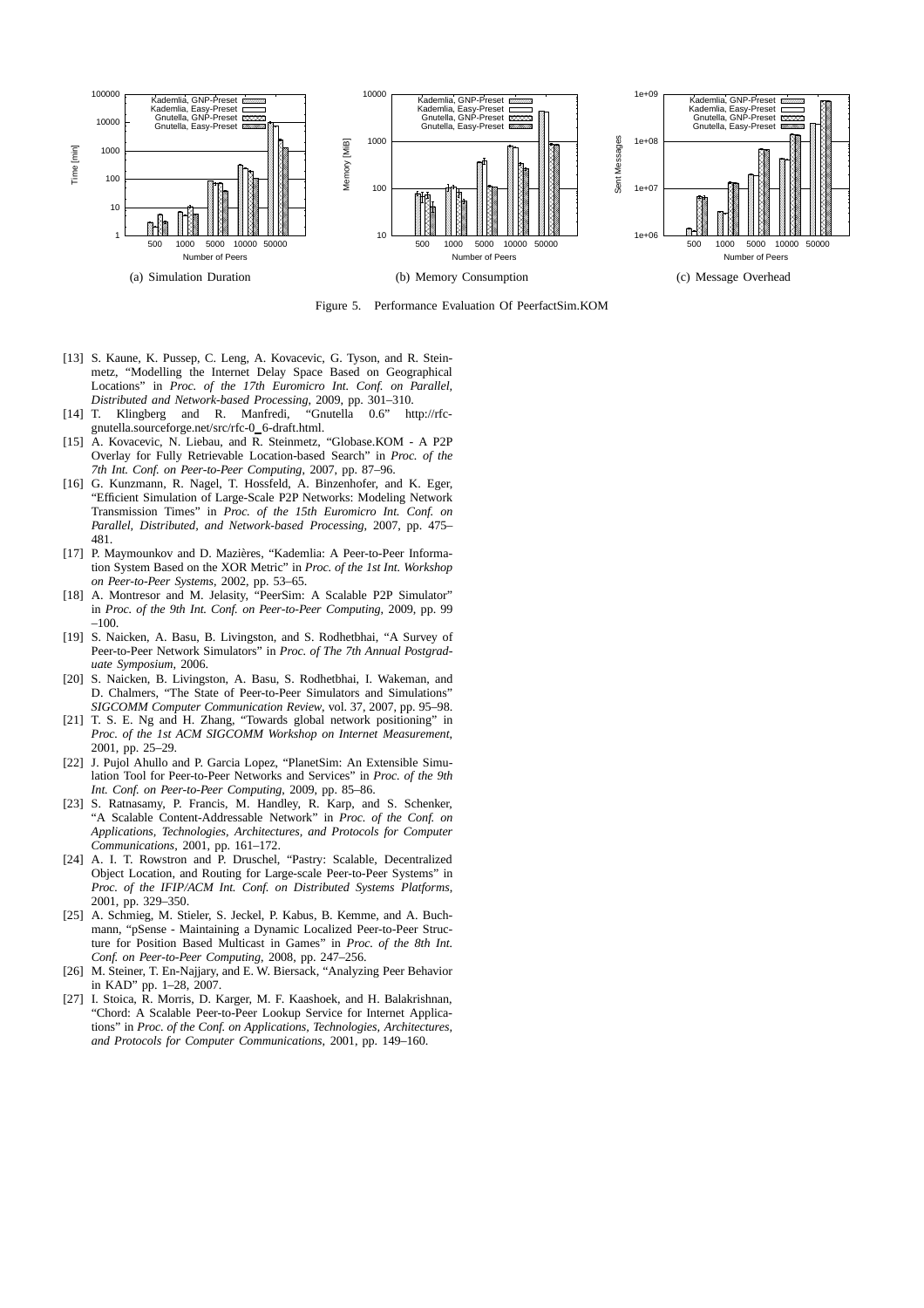Time [min]

100000

10000

1000

100

10

1

Kademlia, GNP-Preset
Kademlia, Easy-Preset
Gnutella, GNP-Preset
Gnutella, Easy-Preset

500 1000 5000 10000 50000

Number of Peers

(a) Simulation Duration

Memory [MiB]

10000

1000

100

10

Kademlia, GNP-Preset
Kademlia, Easy-Preset
Gnutella, GNP-Preset
Gnutella, Easy-Preset

500 1000 5000 10000 50000

Number of Peers

(b) Memory Consumption

Sent Messages

1e+09

1e+08

1e+07

1e+06

Kademlia, GNP-Preset
Kademlia, Easy-Preset
Gnutella, GNP-Preset
Gnutella, Easy-Preset

500 1000 5000 10000 50000

Number of Peers

(c) Message Overhead

Figure 5. Performance Evaluation Of PeerfactSim.KOM

[13] S. Kaune, K. Pussep, C. Leng, A. Kovacevic, G. Tyson, and R. Steinmetz, "Modelling the Internet Delay Space Based on Geographical Locations" in *Proc. of the 17th Euromicro Int. Conf. on Parallel, Distributed and Network-based Processing*, 2009, pp. 301–310.

[14] T. Klingberg and R. Manfredi, "Gnutella 0.6" http://rfc-gnutella.sourceforge.net/src/rfc-0_6-draft.html.

[15] A. Kovacevic, N. Liebau, and R. Steinmetz, "Globase.KOM - A P2P Overlay for Fully Retrievable Location-based Search" in *Proc. of the 7th Int. Conf. on Peer-to-Peer Computing*, 2007, pp. 87–96.

[16] G. Kunzmann, R. Nagel, T. Hossfeld, A. Binzenhofer, and K. Eger, "Efficient Simulation of Large-Scale P2P Networks: Modeling Network Transmission Times" in *Proc. of the 15th Euromicro Int. Conf. on Parallel, Distributed, and Network-based Processing*, 2007, pp. 475–481.

[17] P. Maymounkov and D. Mazières, "Kademlia: A Peer-to-Peer Information System Based on the XOR Metric" in *Proc. of the 1st Int. Workshop on Peer-to-Peer Systems*, 2002, pp. 53–65.

[18] A. Montresor and M. Jelasity, "PeerSim: A Scalable P2P Simulator" in *Proc. of the 9th Int. Conf. on Peer-to-Peer Computing*, 2009, pp. 99 –100.

[19] S. Naicken, A. Basu, B. Livingston, and S. Rodhetbhai, "A Survey of Peer-to-Peer Network Simulators" in *Proc. of The 7th Annual Postgraduate Symposium*, 2006.

[20] S. Naicken, B. Livingston, A. Basu, S. Rodhetbhai, I. Wakeman, and D. Chalmers, "The State of Peer-to-Peer Simulators and Simulations" *SIGCOMM Computer Communication Review*, vol. 37, 2007, pp. 95–98.

[21] T. S. E. Ng and H. Zhang, "Towards global network positioning" in *Proc. of the 1st ACM SIGCOMM Workshop on Internet Measurement*, 2001, pp. 25–29.

[22] J. Pujol Ahullo and P. Garcia Lopez, "PlanetSim: An Extensible Simulation Tool for Peer-to-Peer Networks and Services" in *Proc. of the 9th Int. Conf. on Peer-to-Peer Computing*, 2009, pp. 85–86.

[23] S. Ratnasamy, P. Francis, M. Handley, R. Karp, and S. Schenker, "A Scalable Content-Addressable Network" in *Proc. of the Conf. on Applications, Technologies, Architectures, and Protocols for Computer Communications*, 2001, pp. 161–172.

[24] A. I. T. Rowstron and P. Druschel, "Pastry: Scalable, Decentralized Object Location, and Routing for Large-scale Peer-to-Peer Systems" in *Proc. of the IFIP/ACM Int. Conf. on Distributed Systems Platforms*, 2001, pp. 329–350.

[25] A. Schmieg, M. Stieler, S. Jeckel, P. Kabus, B. Kemme, and A. Buchmann, "pSense - Maintaining a Dynamic Localized Peer-to-Peer Structure for Position Based Multicast in Games" in *Proc. of the 8th Int. Conf. on Peer-to-Peer Computing*, 2008, pp. 247–256.

[26] M. Steiner, T. En-Najjary, and E. W. Biersack, "Analyzing Peer Behavior in KAD" pp. 1–28, 2007.

[27] I. Stoica, R. Morris, D. Karger, M. F. Kaashoek, and H. Balakrishnan, "Chord: A Scalable Peer-to-Peer Lookup Service for Internet Applications" in *Proc. of the Conf. on Applications, Technologies, Architectures, and Protocols for Computer Communications*, 2001, pp. 149–160.